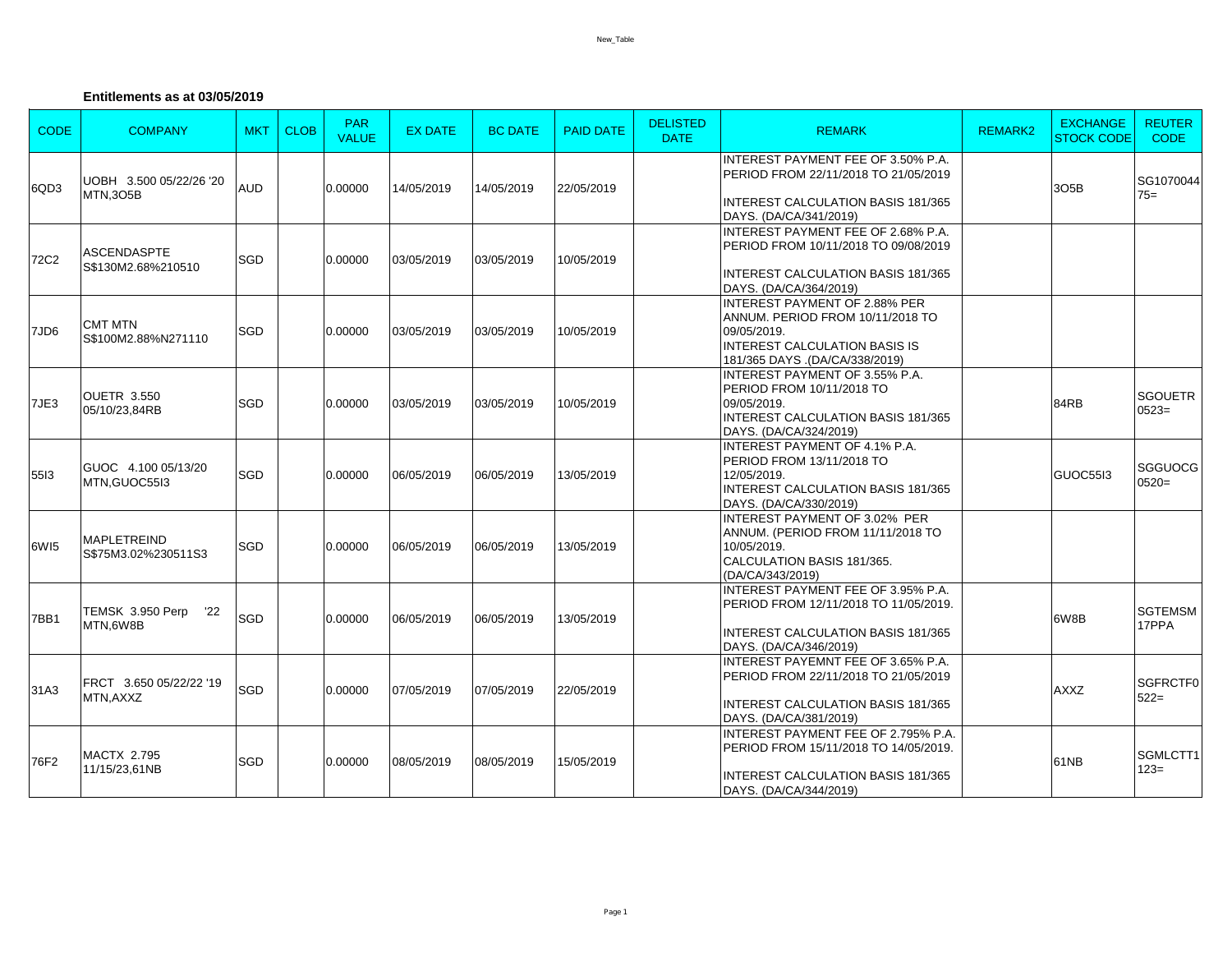**Entitlements as at 03/05/2019**

| CODE | COMPANY | MKT | CLOB | PAR VALUE | EX DATE | BC DATE | PAID DATE | DELISTED DATE | REMARK | REMARK2 | EXCHANGE STOCK CODE | REUTER CODE |
|---|---|---|---|---|---|---|---|---|---|---|---|---|
| 6QD3 | UOBH 3.500 05/22/26 '20 MTN,3O5B | AUD | | 0.00000 | 14/05/2019 | 14/05/2019 | 22/05/2019 | | INTEREST PAYMENT FEE OF 3.50% P.A. PERIOD FROM 22/11/2018 TO 21/05/2019 INTEREST CALCULATION BASIS 181/365 DAYS. (DA/CA/341/2019) | | 3O5B | SG107004475= |
| 72C2 | ASCENDASPTE S$130M2.68%210510 | SGD | | 0.00000 | 03/05/2019 | 03/05/2019 | 10/05/2019 | | INTEREST PAYMENT FEE OF 2.68% P.A. PERIOD FROM 10/11/2018 TO 09/08/2019 INTEREST CALCULATION BASIS 181/365 DAYS. (DA/CA/364/2019) | | | |
| 7JD6 | CMT MTN S$100M2.88%N271110 | SGD | | 0.00000 | 03/05/2019 | 03/05/2019 | 10/05/2019 | | INTEREST PAYMENT OF 2.88% PER ANNUM. PERIOD FROM 10/11/2018 TO 09/05/2019. INTEREST CALCULATION BASIS IS 181/365 DAYS .(DA/CA/338/2019) | | | |
| 7JE3 | OUETR 3.550 05/10/23,84RB | SGD | | 0.00000 | 03/05/2019 | 03/05/2019 | 10/05/2019 | | INTEREST PAYMENT OF 3.55% P.A. PERIOD FROM 10/11/2018 TO 09/05/2019. INTEREST CALCULATION BASIS 181/365 DAYS. (DA/CA/324/2019) | | 84RB | SGOUETR0523= |
| 55I3 | GUOC 4.100 05/13/20 MTN,GUOC55I3 | SGD | | 0.00000 | 06/05/2019 | 06/05/2019 | 13/05/2019 | | INTEREST PAYMENT OF 4.1% P.A. PERIOD FROM 13/11/2018 TO 12/05/2019. INTEREST CALCULATION BASIS 181/365 DAYS. (DA/CA/330/2019) | | GUOC55I3 | SGGUOCG0520= |
| 6WI5 | MAPLETREIND S$75M3.02%230511S3 | SGD | | 0.00000 | 06/05/2019 | 06/05/2019 | 13/05/2019 | | INTEREST PAYMENT OF 3.02% PER ANNUM. (PERIOD FROM 11/11/2018 TO 10/05/2019. CALCULATION BASIS 181/365. (DA/CA/343/2019) | | | |
| 7BB1 | TEMSK 3.950 Perp '22 MTN,6W8B | SGD | | 0.00000 | 06/05/2019 | 06/05/2019 | 13/05/2019 | | INTEREST PAYMENT FEE OF 3.95% P.A. PERIOD FROM 12/11/2018 TO 11/05/2019. INTEREST CALCULATION BASIS 181/365 DAYS. (DA/CA/346/2019) | | 6W8B | SGTEMSM17PPA |
| 31A3 | FRCT 3.650 05/22/22 '19 MTN,AXXZ | SGD | | 0.00000 | 07/05/2019 | 07/05/2019 | 22/05/2019 | | INTEREST PAYEMNT FEE OF 3.65% P.A. PERIOD FROM 22/11/2018 TO 21/05/2019 INTEREST CALCULATION BASIS 181/365 DAYS. (DA/CA/381/2019) | | AXXZ | SGFRCTF0522= |
| 76F2 | MACTX 2.795 11/15/23,61NB | SGD | | 0.00000 | 08/05/2019 | 08/05/2019 | 15/05/2019 | | INTEREST PAYMENT FEE OF 2.795% P.A. PERIOD FROM 15/11/2018 TO 14/05/2019. INTEREST CALCULATION BASIS 181/365 DAYS. (DA/CA/344/2019) | | 61NB | SGMLCTT1123= |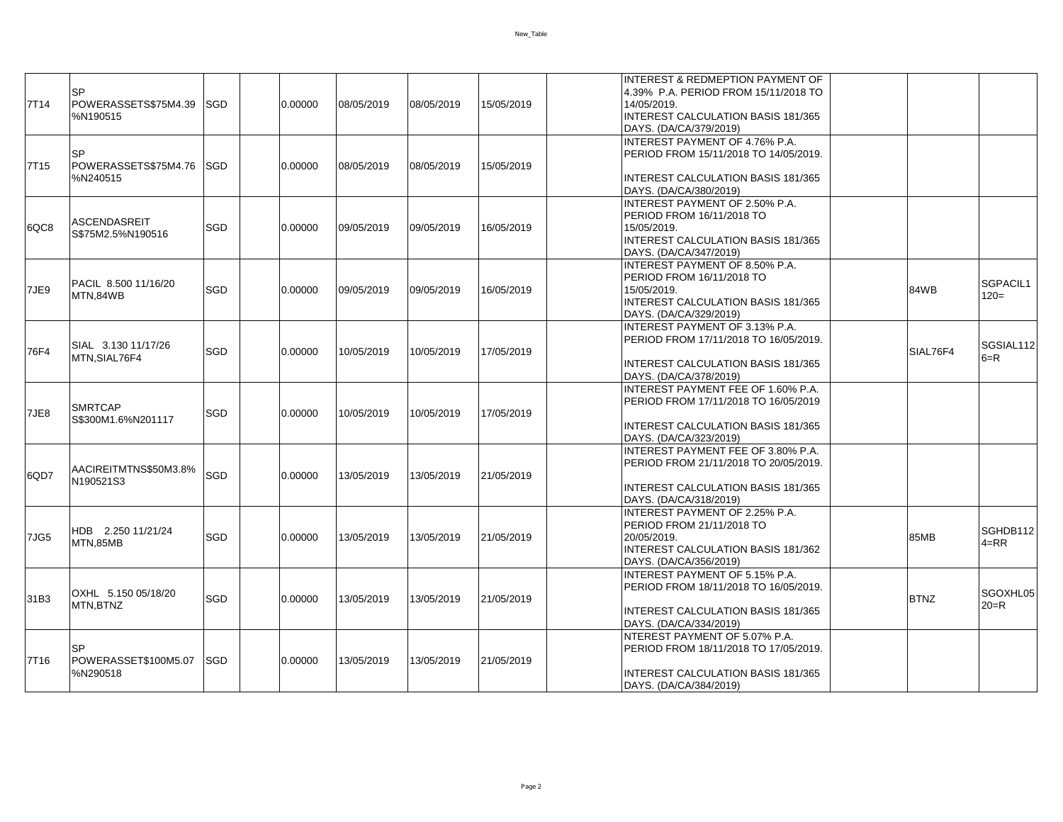| | | | | | | | | | | | | |
|---|---|---|---|---|---|---|---|---|---|---|---|---|
| 7T14 | SP POWERASSETS$75M4.39%N190515 | SGD | | 0.00000 | 08/05/2019 | 08/05/2019 | 15/05/2019 | | INTEREST & REDMEPTION PAYMENT OF 4.39% P.A. PERIOD FROM 15/11/2018 TO 14/05/2019. INTEREST CALCULATION BASIS 181/365 DAYS. (DA/CA/379/2019) | | | |
| 7T15 | SP POWERASSETS$75M4.76%N240515 | SGD | | 0.00000 | 08/05/2019 | 08/05/2019 | 15/05/2019 | | INTEREST PAYMENT OF 4.76% P.A. PERIOD FROM 15/11/2018 TO 14/05/2019. INTEREST CALCULATION BASIS 181/365 DAYS. (DA/CA/380/2019) | | | |
| 6QC8 | ASCENDASREIT S$75M2.5%N190516 | SGD | | 0.00000 | 09/05/2019 | 09/05/2019 | 16/05/2019 | | INTEREST PAYMENT OF 2.50% P.A. PERIOD FROM 16/11/2018 TO 15/05/2019. INTEREST CALCULATION BASIS 181/365 DAYS. (DA/CA/347/2019) | | | |
| 7JE9 | PACIL 8.500 11/16/20 MTN,84WB | SGD | | 0.00000 | 09/05/2019 | 09/05/2019 | 16/05/2019 | | INTEREST PAYMENT OF 8.50% P.A. PERIOD FROM 16/11/2018 TO 15/05/2019. INTEREST CALCULATION BASIS 181/365 DAYS. (DA/CA/329/2019) | | 84WB | SGPACIL1120= |
| 76F4 | SIAL 3.130 11/17/26 MTN,SIAL76F4 | SGD | | 0.00000 | 10/05/2019 | 10/05/2019 | 17/05/2019 | | INTEREST PAYMENT OF 3.13% P.A. PERIOD FROM 17/11/2018 TO 16/05/2019. INTEREST CALCULATION BASIS 181/365 DAYS. (DA/CA/378/2019) | | SIAL76F4 | SGSIAL1126=R |
| 7JE8 | SMRTCAP S$300M1.6%N201117 | SGD | | 0.00000 | 10/05/2019 | 10/05/2019 | 17/05/2019 | | INTEREST PAYMENT FEE OF 1.60% P.A. PERIOD FROM 17/11/2018 TO 16/05/2019 INTEREST CALCULATION BASIS 181/365 DAYS. (DA/CA/323/2019) | | | |
| 6QD7 | AACIREITMTNS$50M3.8%N190521S3 | SGD | | 0.00000 | 13/05/2019 | 13/05/2019 | 21/05/2019 | | INTEREST PAYMENT FEE OF 3.80% P.A. PERIOD FROM 21/11/2018 TO 20/05/2019. INTEREST CALCULATION BASIS 181/365 DAYS. (DA/CA/318/2019) | | | |
| 7JG5 | HDB 2.250 11/21/24 MTN,85MB | SGD | | 0.00000 | 13/05/2019 | 13/05/2019 | 21/05/2019 | | INTEREST PAYMENT OF 2.25% P.A. PERIOD FROM 21/11/2018 TO 20/05/2019. INTEREST CALCULATION BASIS 181/362 DAYS. (DA/CA/356/2019) | | 85MB | SGHDB1124=RR |
| 31B3 | OXHL 5.150 05/18/20 MTN,BTNZ | SGD | | 0.00000 | 13/05/2019 | 13/05/2019 | 21/05/2019 | | INTEREST PAYMENT OF 5.15% P.A. PERIOD FROM 18/11/2018 TO 16/05/2019. INTEREST CALCULATION BASIS 181/365 DAYS. (DA/CA/334/2019) | | BTNZ | SGOXHL0520=R |
| 7T16 | SP POWERASSET$100M5.07%N290518 | SGD | | 0.00000 | 13/05/2019 | 13/05/2019 | 21/05/2019 | | NTEREST PAYMENT OF 5.07% P.A. PERIOD FROM 18/11/2018 TO 17/05/2019. INTEREST CALCULATION BASIS 181/365 DAYS. (DA/CA/384/2019) | | | |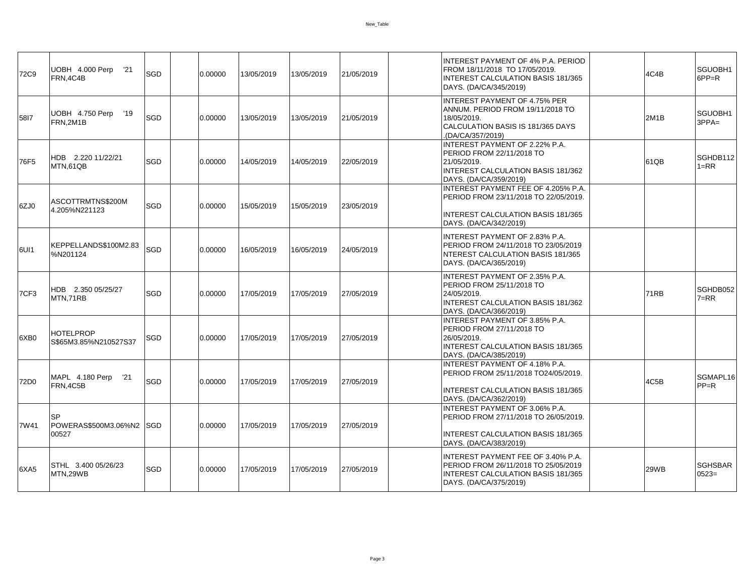| | | | | | | | | | | | | |
|---|---|---|---|---|---|---|---|---|---|---|---|---|
| 72C9 | UOBH 4.000 Perp '21 FRN,4C4B | SGD | | 0.00000 | 13/05/2019 | 13/05/2019 | 21/05/2019 | | INTEREST PAYMENT OF 4% P.A. PERIOD FROM 18/11/2018 TO 17/05/2019. INTEREST CALCULATION BASIS 181/365 DAYS. (DA/CA/345/2019) | | 4C4B | SGUOBH16PP=R |
| 58I7 | UOBH 4.750 Perp '19 FRN,2M1B | SGD | | 0.00000 | 13/05/2019 | 13/05/2019 | 21/05/2019 | | INTEREST PAYMENT OF 4.75% PER ANNUM. PERIOD FROM 19/11/2018 TO 18/05/2019. CALCULATION BASIS IS 181/365 DAYS .(DA/CA/357/2019) | | 2M1B | SGUOBH13PPA= |
| 76F5 | HDB 2.220 11/22/21 MTN,61QB | SGD | | 0.00000 | 14/05/2019 | 14/05/2019 | 22/05/2019 | | INTEREST PAYMENT OF 2.22% P.A. PERIOD FROM 22/11/2018 TO 21/05/2019. INTEREST CALCULATION BASIS 181/362 DAYS. (DA/CA/359/2019) | | 61QB | SGHDB1121=RR |
| 6ZJ0 | ASCOTTRMTNS$200M 4.205%N221123 | SGD | | 0.00000 | 15/05/2019 | 15/05/2019 | 23/05/2019 | | INTEREST PAYMENT FEE OF 4.205% P.A. PERIOD FROM 23/11/2018 TO 22/05/2019. INTEREST CALCULATION BASIS 181/365 DAYS. (DA/CA/342/2019) | | | |
| 6UI1 | KEPPELLANDS$100M2.83%N201124 | SGD | | 0.00000 | 16/05/2019 | 16/05/2019 | 24/05/2019 | | INTEREST PAYMENT OF 2.83% P.A. PERIOD FROM 24/11/2018 TO 23/05/2019 NTEREST CALCULATION BASIS 181/365 DAYS. (DA/CA/365/2019) | | | |
| 7CF3 | HDB 2.350 05/25/27 MTN,71RB | SGD | | 0.00000 | 17/05/2019 | 17/05/2019 | 27/05/2019 | | INTEREST PAYMENT OF 2.35% P.A. PERIOD FROM 25/11/2018 TO 24/05/2019. INTEREST CALCULATION BASIS 181/362 DAYS. (DA/CA/366/2019) | | 71RB | SGHDB0527=RR |
| 6XB0 | HOTELPROP S$65M3.85%N210527S37 | SGD | | 0.00000 | 17/05/2019 | 17/05/2019 | 27/05/2019 | | INTEREST PAYMENT OF 3.85% P.A. PERIOD FROM 27/11/2018 TO 26/05/2019. INTEREST CALCULATION BASIS 181/365 DAYS. (DA/CA/385/2019) | | | |
| 72D0 | MAPL 4.180 Perp '21 FRN,4C5B | SGD | | 0.00000 | 17/05/2019 | 17/05/2019 | 27/05/2019 | | INTEREST PAYMENT OF 4.18% P.A. PERIOD FROM 25/11/2018 TO24/05/2019. INTEREST CALCULATION BASIS 181/365 DAYS. (DA/CA/362/2019) | | 4C5B | SGMAPL16PP=R |
| 7W41 | SP POWERAS$500M3.06%N200527 | SGD | | 0.00000 | 17/05/2019 | 17/05/2019 | 27/05/2019 | | INTEREST PAYMENT OF 3.06% P.A. PERIOD FROM 27/11/2018 TO 26/05/2019. INTEREST CALCULATION BASIS 181/365 DAYS. (DA/CA/383/2019) | | | |
| 6XA5 | STHL 3.400 05/26/23 MTN,29WB | SGD | | 0.00000 | 17/05/2019 | 17/05/2019 | 27/05/2019 | | INTEREST PAYMENT FEE OF 3.40% P.A. PERIOD FROM 26/11/2018 TO 25/05/2019 INTEREST CALCULATION BASIS 181/365 DAYS. (DA/CA/375/2019) | | 29WB | SGHSBAR0523= |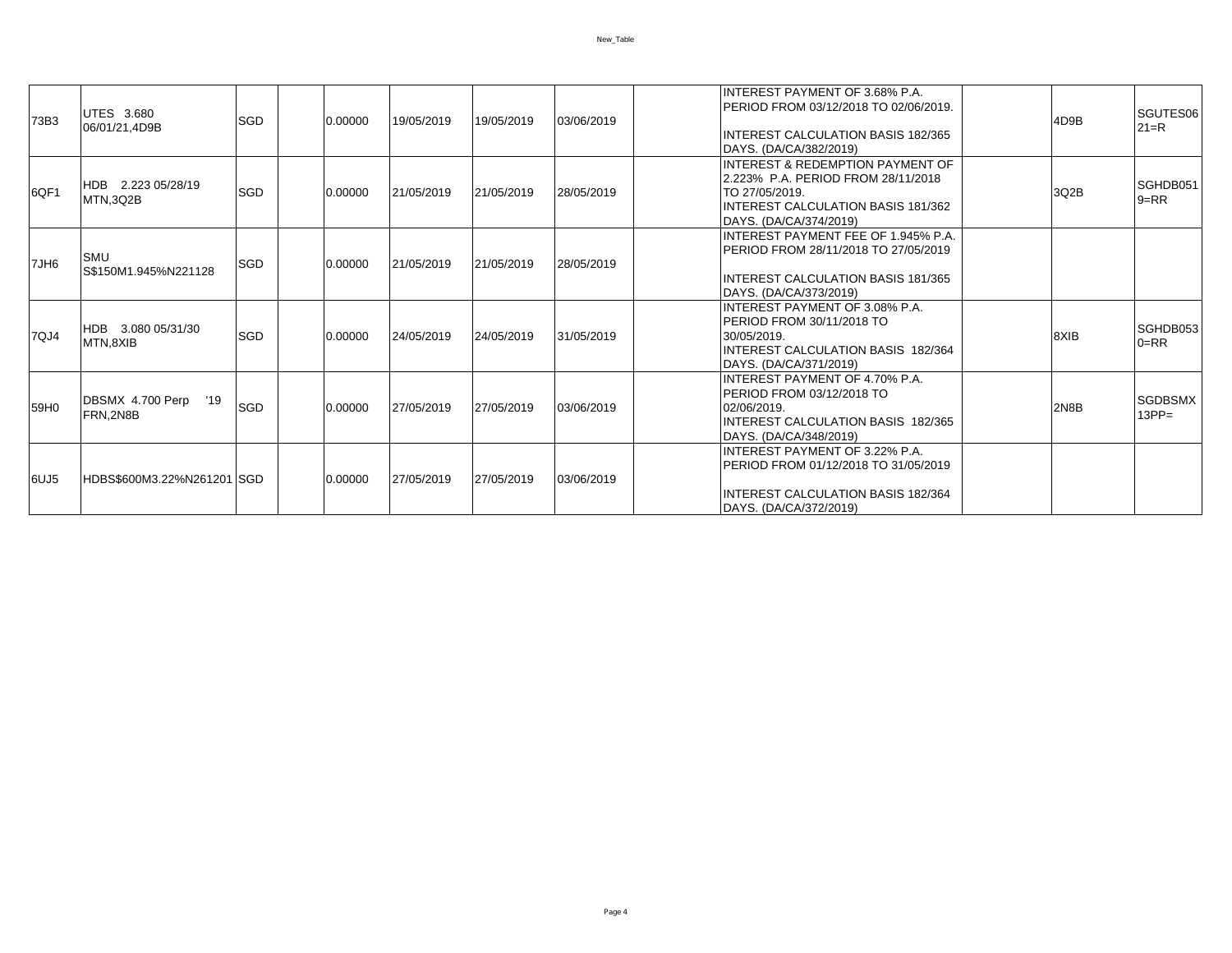| | | | | | | | | | | | | |
|---|---|---|---|---|---|---|---|---|---|---|---|---|
| 73B3 | UTES 3.680 06/01/21,4D9B | SGD | | 0.00000 | 19/05/2019 | 19/05/2019 | 03/06/2019 | | INTEREST PAYMENT OF 3.68% P.A. PERIOD FROM 03/12/2018 TO 02/06/2019. INTEREST CALCULATION BASIS 182/365 DAYS. (DA/CA/382/2019) | | 4D9B | SGUTES0621=R |
| 6QF1 | HDB 2.223 05/28/19 MTN,3Q2B | SGD | | 0.00000 | 21/05/2019 | 21/05/2019 | 28/05/2019 | | INTEREST & REDEMPTION PAYMENT OF 2.223% P.A. PERIOD FROM 28/11/2018 TO 27/05/2019. INTEREST CALCULATION BASIS 181/362 DAYS. (DA/CA/374/2019) | | 3Q2B | SGHDB0519=RR |
| 7JH6 | SMU S$150M1.945%N221128 | SGD | | 0.00000 | 21/05/2019 | 21/05/2019 | 28/05/2019 | | INTEREST PAYMENT FEE OF 1.945% P.A. PERIOD FROM 28/11/2018 TO 27/05/2019 INTEREST CALCULATION BASIS 181/365 DAYS. (DA/CA/373/2019) | | | |
| 7QJ4 | HDB 3.080 05/31/30 MTN,8XIB | SGD | | 0.00000 | 24/05/2019 | 24/05/2019 | 31/05/2019 | | INTEREST PAYMENT OF 3.08% P.A. PERIOD FROM 30/11/2018 TO 30/05/2019. INTEREST CALCULATION BASIS 182/364 DAYS. (DA/CA/371/2019) | | 8XIB | SGHDB0530=RR |
| 59H0 | DBSMX 4.700 Perp '19 FRN,2N8B | SGD | | 0.00000 | 27/05/2019 | 27/05/2019 | 03/06/2019 | | INTEREST PAYMENT OF 4.70% P.A. PERIOD FROM 03/12/2018 TO 02/06/2019. INTEREST CALCULATION BASIS 182/365 DAYS. (DA/CA/348/2019) | | 2N8B | SGDBSMX13PP= |
| 6UJ5 | HDBS$600M3.22%N261201 | SGD | | 0.00000 | 27/05/2019 | 27/05/2019 | 03/06/2019 | | INTEREST PAYMENT OF 3.22% P.A. PERIOD FROM 01/12/2018 TO 31/05/2019 INTEREST CALCULATION BASIS 182/364 DAYS. (DA/CA/372/2019) | | | |